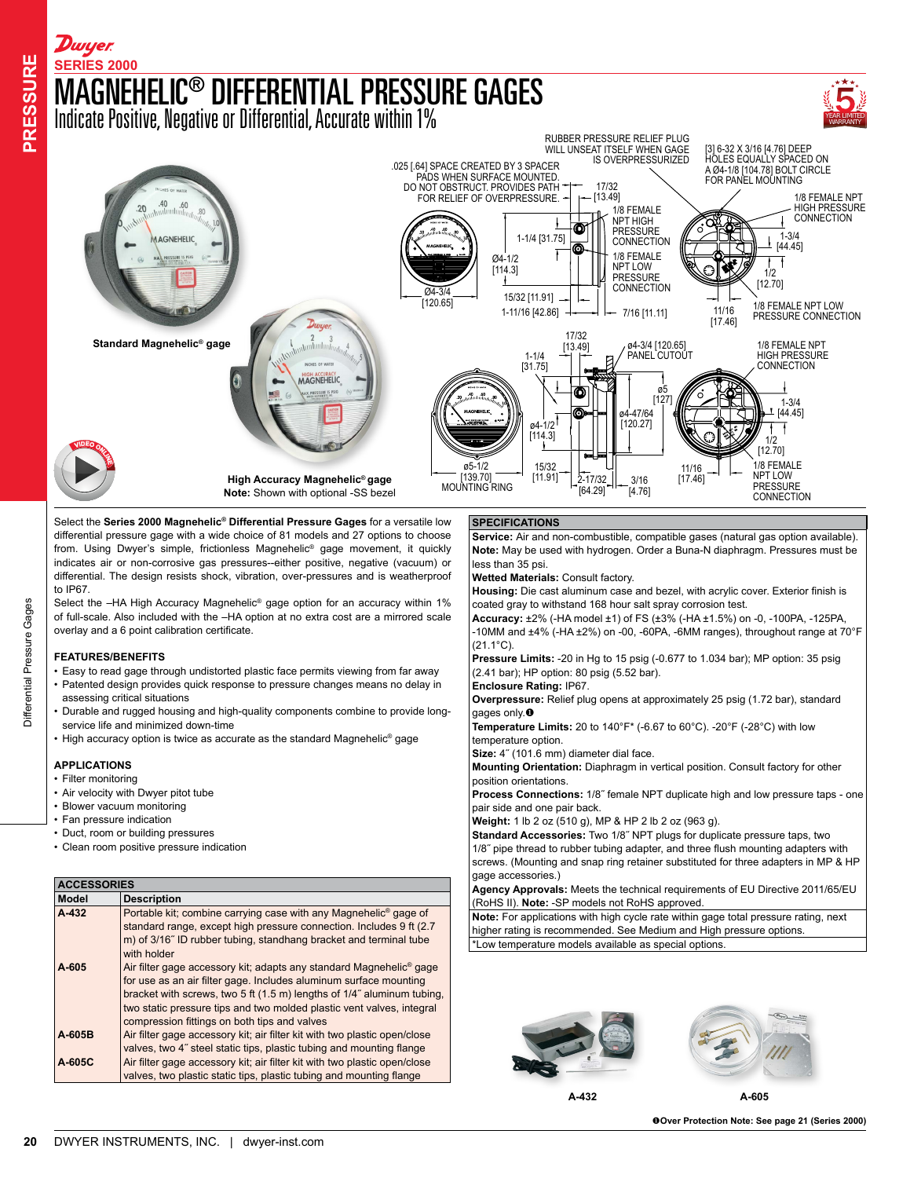Dwyer

SERIES 2000

# MAGNEHELIC® DIFFERENTIAL PRESSURE GAGES

## Indicate Positive, Negative or Differential, Accurate within 1%

RUBBER PRESSURE RELIEF PLUG WILL UNSEAT ITSELF WHEN GAGE IS OVERPRESSURIZED

.025 [.64] SPACE CREATED BY 3 SPACER PADS WHEN SURFACE MOUNTED. DO NOT OBSTRUCT. PROVIDES PATH FOR RELIEF OF OVERPRESSURE.

[3] 6-32 X 3/16 [4.76] DEEP HOLES EQUALLY SPACED ON A Ø4-1/8 [104.78] BOLT CIRCLE FOR PANEL MOUNTING

1/8 FEMALE NPT HIGH PRESSURE CONNECTION

1/8 FEMALE NPT LOW PRESSURE CONNECTION

Standard Magnehelic® gage

High Accuracy Magnehelic® gage
**Note:** Shown with optional -SS bezel

MOUNTING RING

ø4-3/4 [120.65] PANEL CUTOUT

Select the **Series 2000 Magnehelic® Differential Pressure Gages** for a versatile low differential pressure gage with a wide choice of 81 models and 27 options to choose from. Using Dwyer's simple, frictionless Magnehelic® gage movement, it quickly indicates air or non-corrosive gas pressures--either positive, negative (vacuum) or differential. The design resists shock, vibration, over-pressures and is weatherproof to IP67.

Select the –HA High Accuracy Magnehelic® gage option for an accuracy within 1% of full-scale. Also included with the –HA option at no extra cost are a mirrored scale overlay and a 6 point calibration certificate.

### FEATURES/BENEFITS

- Easy to read gage through undistorted plastic face permits viewing from far away
- Patented design provides quick response to pressure changes means no delay in assessing critical situations
- Durable and rugged housing and high-quality components combine to provide long-service life and minimized down-time
- High accuracy option is twice as accurate as the standard Magnehelic® gage

### APPLICATIONS

- Filter monitoring
- Air velocity with Dwyer pitot tube
- Blower vacuum monitoring
- Fan pressure indication
- Duct, room or building pressures
- Clean room positive pressure indication

### ACCESSORIES

| Model | Description |
|---|---|
| A-432 | Portable kit; combine carrying case with any Magnehelic® gage of standard range, except high pressure connection. Includes 9 ft (2.7 m) of 3/16˝ ID rubber tubing, standhang bracket and terminal tube with holder |
| A-605 | Air filter gage accessory kit; adapts any standard Magnehelic® gage for use as an air filter gage. Includes aluminum surface mounting bracket with screws, two 5 ft (1.5 m) lengths of 1/4˝ aluminum tubing, two static pressure tips and two molded plastic vent valves, integral compression fittings on both tips and valves |
| A-605B | Air filter gage accessory kit; air filter kit with two plastic open/close valves, two 4˝ steel static tips, plastic tubing and mounting flange |
| A-605C | Air filter gage accessory kit; air filter kit with two plastic open/close valves, two plastic static tips, plastic tubing and mounting flange |

### SPECIFICATIONS

**Service:** Air and non-combustible, compatible gases (natural gas option available). **Note:** May be used with hydrogen. Order a Buna-N diaphragm. Pressures must be less than 35 psi.

**Wetted Materials:** Consult factory.

**Housing:** Die cast aluminum case and bezel, with acrylic cover. Exterior finish is coated gray to withstand 168 hour salt spray corrosion test.

**Accuracy:** ±2% (-HA model ±1) of FS (±3% (-HA ±1.5%) on -0, -100PA, -125PA, -10MM and ±4% (-HA ±2%) on -00, -60PA, -6MM ranges), throughout range at 70°F (21.1°C).

**Pressure Limits:** -20 in Hg to 15 psig (-0.677 to 1.034 bar); MP option: 35 psig (2.41 bar); HP option: 80 psig (5.52 bar).

**Enclosure Rating:** IP67.

**Overpressure:** Relief plug opens at approximately 25 psig (1.72 bar), standard gages only.➊

**Temperature Limits:** 20 to 140°F* (-6.67 to 60°C). -20°F (-28°C) with low temperature option.

**Size:** 4˝ (101.6 mm) diameter dial face.

**Mounting Orientation:** Diaphragm in vertical position. Consult factory for other position orientations.

**Process Connections:** 1/8˝ female NPT duplicate high and low pressure taps - one pair side and one pair back.

**Weight:** 1 lb 2 oz (510 g), MP & HP 2 lb 2 oz (963 g).

**Standard Accessories:** Two 1/8˝ NPT plugs for duplicate pressure taps, two 1/8˝ pipe thread to rubber tubing adapter, and three flush mounting adapters with screws. (Mounting and snap ring retainer substituted for three adapters in MP & HP gage accessories.)

**Agency Approvals:** Meets the technical requirements of EU Directive 2011/65/EU (RoHS II). **Note:** -SP models not RoHS approved.

**Note:** For applications with high cycle rate within gage total pressure rating, next higher rating is recommended. See Medium and High pressure options.

*Low temperature models available as special options.

A-432

A-605

➊**Over Protection Note: See page 21 (Series 2000)**